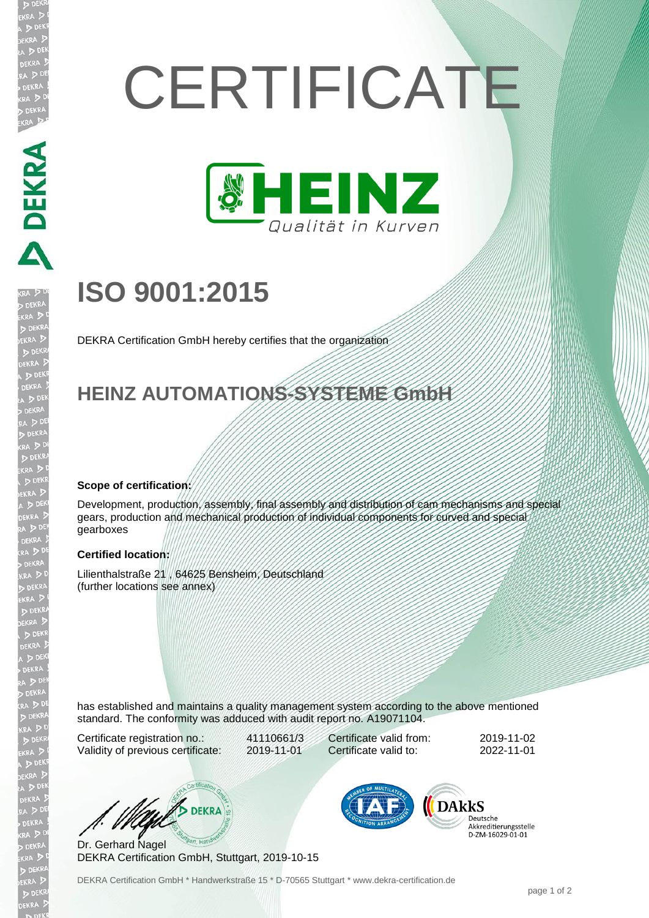# CERTIFICATE

HEINZ
Qualität in Kurven

# ISO 9001:2015

DEKRA Certification GmbH hereby certifies that the organization

## HEINZ AUTOMATIONS-SYSTEME GmbH

**Scope of certification:**

Development, production, assembly, final assembly and distribution of cam mechanisms and special gears, production and mechanical production of individual components for curved and special gearboxes

**Certified location:**

Lilienthalstraße 21 , 64625 Bensheim, Deutschland
(further locations see annex)

has established and maintains a quality management system according to the above mentioned standard. The conformity was adduced with audit report no. A19071104.

| | | | |
|---|---|---|---|
| Certificate registration no.: | 41110661/3 | Certificate valid from: | 2019-11-02 |
| Validity of previous certificate: | 2019-11-01 | Certificate valid to: | 2022-11-01 |

Dr. Gerhard Nagel
DEKRA Certification GmbH, Stuttgart, 2019-10-15

DAkkS Deutsche Akkreditierungsstelle D-ZM-16029-01-01

DEKRA Certification GmbH * Handwerkstraße 15 * D-70565 Stuttgart * www.dekra-certification.de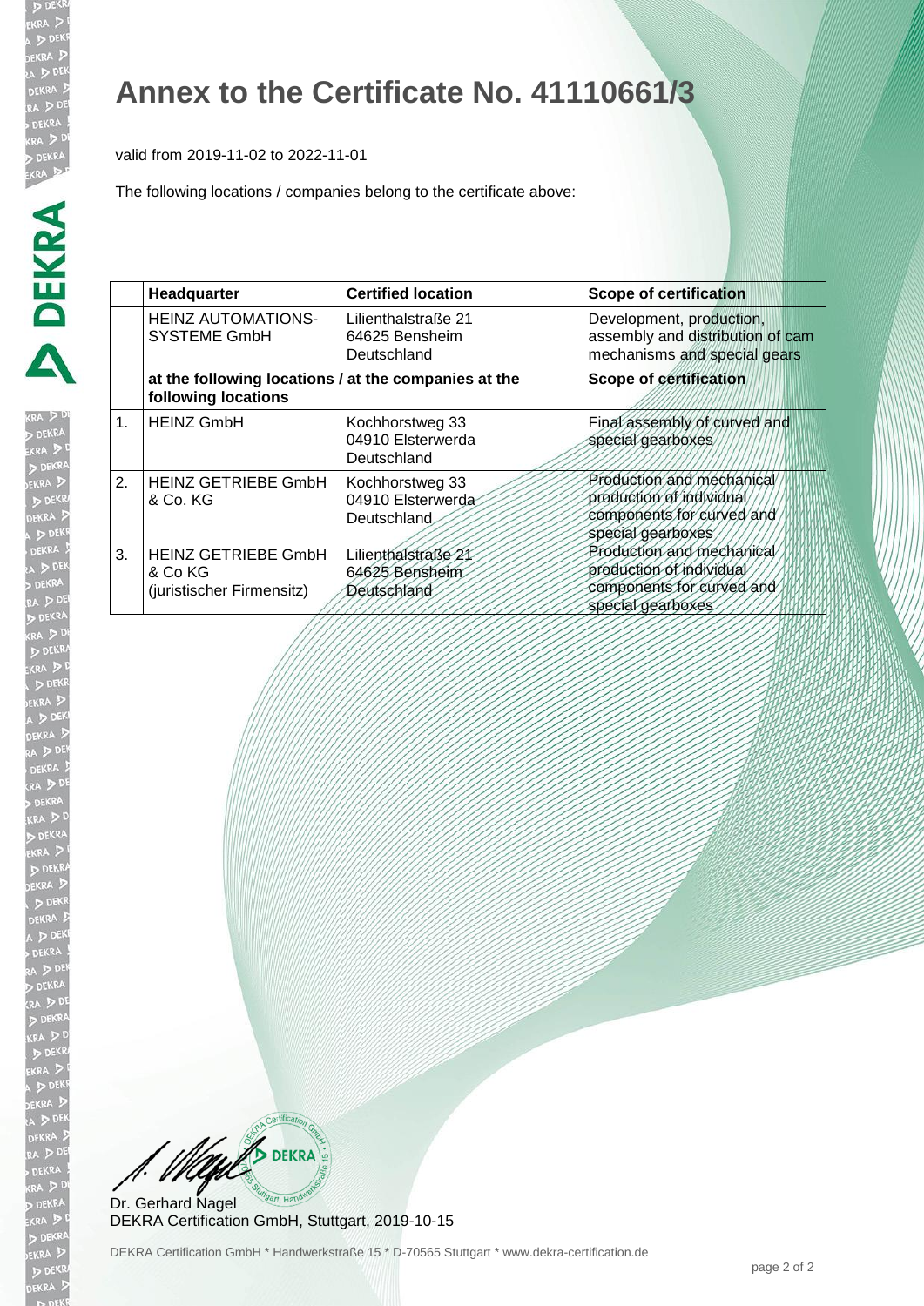# Annex to the Certificate No. 41110661/3

valid from 2019-11-02 to 2022-11-01

The following locations / companies belong to the certificate above:

| | Headquarter | Certified location | Scope of certification |
|---|---|---|---|
| | HEINZ AUTOMATIONS-SYSTEME GmbH | Lilienthalstraße 21<br>64625 Bensheim<br>Deutschland | Development, production, assembly and distribution of cam mechanisms and special gears |
| | **at the following locations / at the companies at the following locations** | | **Scope of certification** |
| 1. | HEINZ GmbH | Kochhorstweg 33<br>04910 Elsterwerda<br>Deutschland | Final assembly of curved and special gearboxes |
| 2. | HEINZ GETRIEBE GmbH & Co. KG | Kochhorstweg 33<br>04910 Elsterwerda<br>Deutschland | Production and mechanical production of individual components for curved and special gearboxes |
| 3. | HEINZ GETRIEBE GmbH & Co KG<br>(juristischer Firmensitz) | Lilienthalstraße 21<br>64625 Bensheim<br>Deutschland | Production and mechanical production of individual components for curved and special gearboxes |

Dr. Gerhard Nagel
DEKRA Certification GmbH, Stuttgart, 2019-10-15

DEKRA Certification GmbH * Handwerkstraße 15 * D-70565 Stuttgart * www.dekra-certification.de